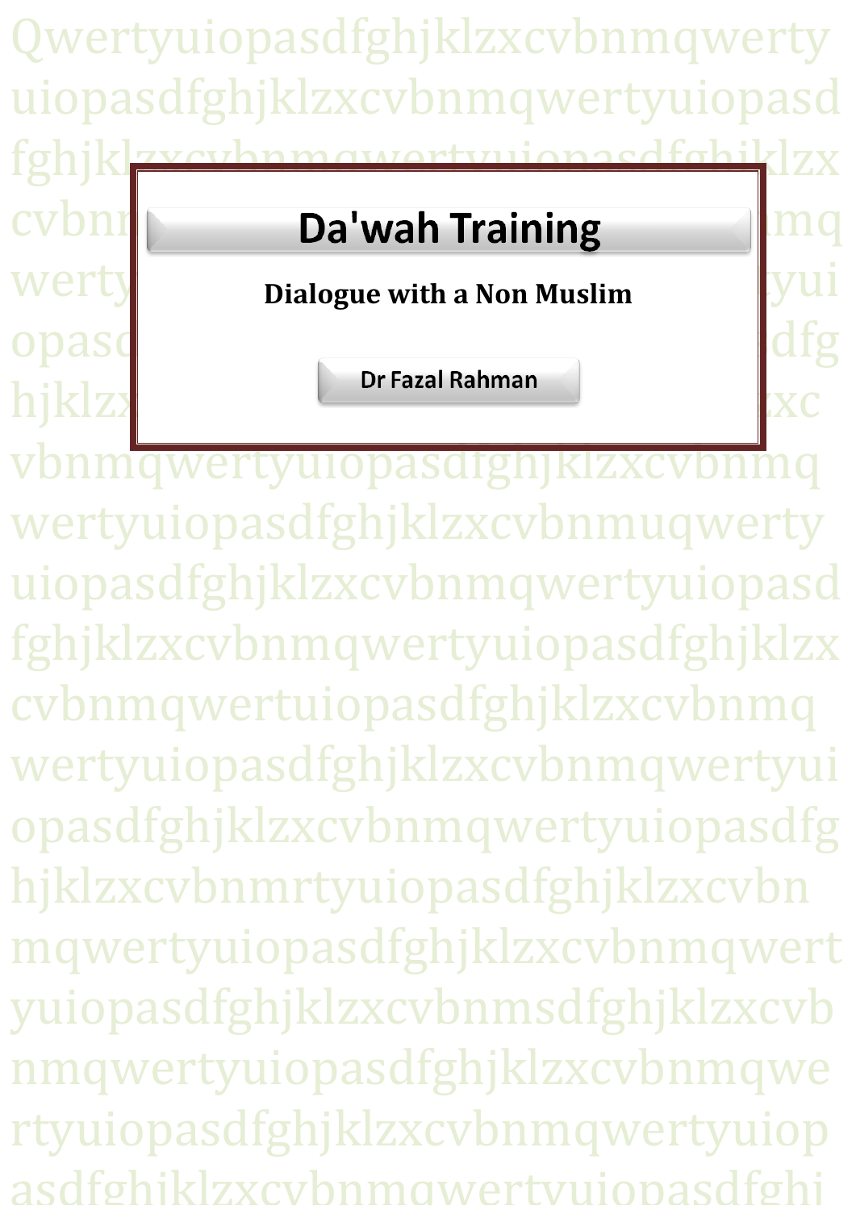# Da'wah Training

**Dialogue with a Non Muslim**

Dr Fazal Rahman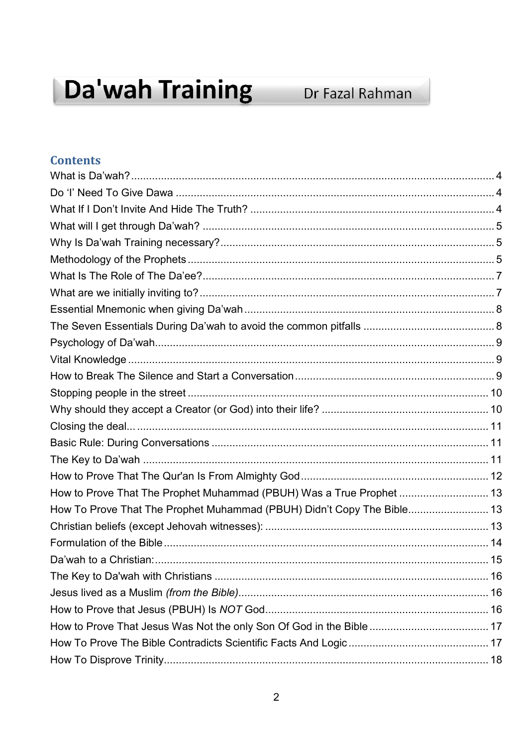# Da'wah Training

Dr Fazal Rahman

## Contents

What is Da'wah? ... 4
Do 'I' Need To Give Dawa ... 4
What If I Don't Invite And Hide The Truth? ... 4
What will I get through Da'wah? ... 5
Why Is Da'wah Training necessary? ... 5
Methodology of the Prophets ... 5
What Is The Role of The Da'ee? ... 7
What are we initially inviting to? ... 7
Essential Mnemonic when giving Da'wah ... 8
The Seven Essentials During Da'wah to avoid the common pitfalls ... 8
Psychology of Da'wah ... 9
Vital Knowledge ... 9
How to Break The Silence and Start a Conversation ... 9
Stopping people in the street ... 10
Why should they accept a Creator (or God) into their life? ... 10
Closing the deal... ... 11
Basic Rule: During Conversations ... 11
The Key to Da'wah ... 11
How to Prove That The Qur'an Is From Almighty God ... 12
How to Prove That The Prophet Muhammad (PBUH) Was a True Prophet ... 13
How To Prove That The Prophet Muhammad (PBUH) Didn't Copy The Bible ... 13
Christian beliefs (except Jehovah witnesses): ... 13
Formulation of the Bible ... 14
Da'wah to a Christian: ... 15
The Key to Da'wah with Christians ... 16
Jesus lived as a Muslim *(from the Bible)* ... 16
How to Prove that Jesus (PBUH) Is *NOT* God ... 16
How to Prove That Jesus Was Not the only Son Of God in the Bible ... 17
How To Prove The Bible Contradicts Scientific Facts And Logic ... 17
How To Disprove Trinity ... 18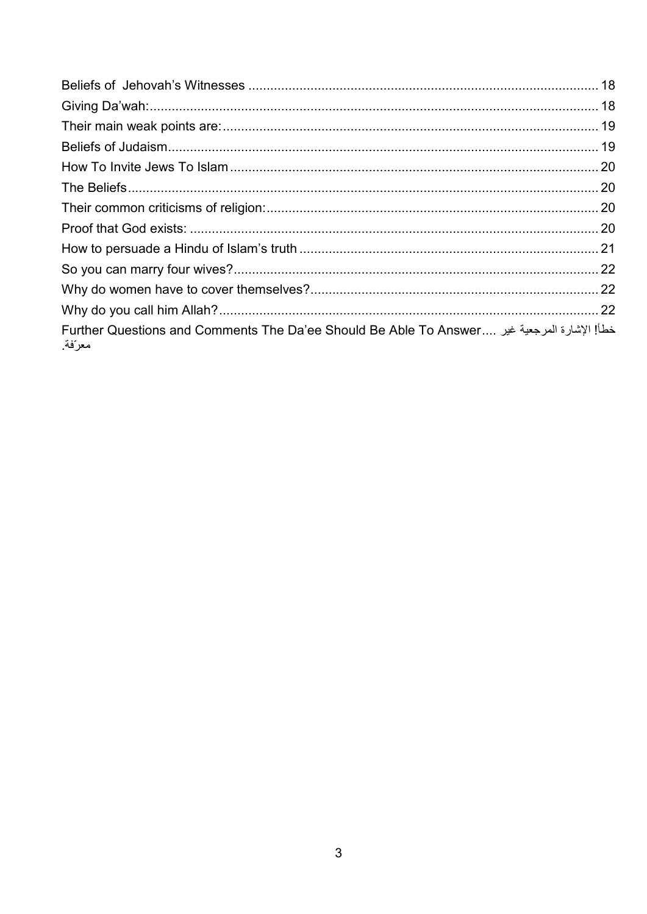Beliefs of  Jehovah's Witnesses ........................................................................................................ 18
Giving Da'wah:................................................................................................................................ 18
Their main weak points are:............................................................................................................. 19
Beliefs of Judaism............................................................................................................................ 19
How To Invite Jews To Islam........................................................................................................... 20
The Beliefs....................................................................................................................................... 20
Their common criticisms of religion:................................................................................................ 20
Proof that God exists: ....................................................................................................................... 20
How to persuade a Hindu of Islam's truth ........................................................................................ 21
So you can marry four wives?........................................................................................................... 22
Why do women have to cover themselves?...................................................................................... 22
Why do you call him Allah?.............................................................................................................. 22
Further Questions and Comments The Da'ee Should Be Able To Answer.... خطأ! الإشارة المرجعية غير معرّفة.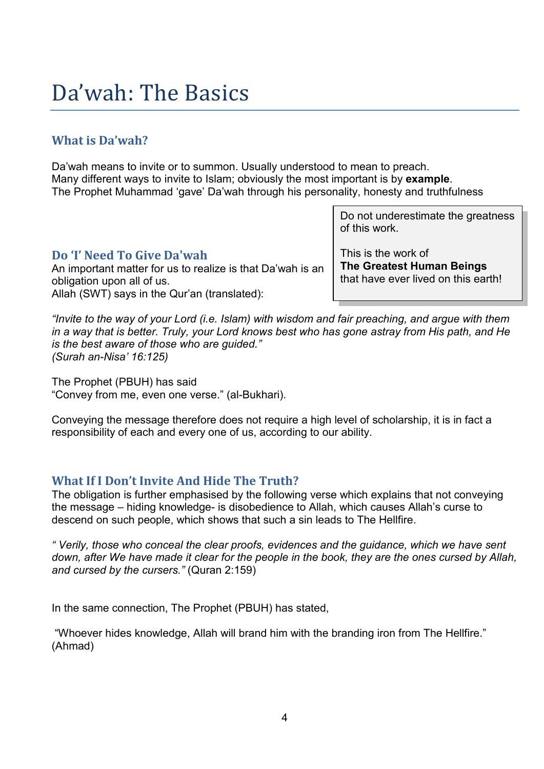# Da'wah: The Basics

## What is Da'wah?

Da'wah means to invite or to summon. Usually understood to mean to preach.
Many different ways to invite to Islam; obviously the most important is by **example**.
The Prophet Muhammad 'gave' Da'wah through his personality, honesty and truthfulness

> Do not underestimate the greatness of this work.
>
> This is the work of **The Greatest Human Beings** that have ever lived on this earth!

## Do 'I' Need To Give Da'wah

An important matter for us to realize is that Da'wah is an obligation upon all of us.
Allah (SWT) says in the Qur'an (translated):

*"Invite to the way of your Lord (i.e. Islam) with wisdom and fair preaching, and argue with them in a way that is better. Truly, your Lord knows best who has gone astray from His path, and He is the best aware of those who are guided."*
*(Surah an-Nisa' 16:125)*

The Prophet (PBUH) has said
"Convey from me, even one verse." (al-Bukhari).

Conveying the message therefore does not require a high level of scholarship, it is in fact a responsibility of each and every one of us, according to our ability.

## What If I Don't Invite And Hide The Truth?

The obligation is further emphasised by the following verse which explains that not conveying the message – hiding knowledge- is disobedience to Allah, which causes Allah's curse to descend on such people, which shows that such a sin leads to The Hellfire.

*" Verily, those who conceal the clear proofs, evidences and the guidance, which we have sent down, after We have made it clear for the people in the book, they are the ones cursed by Allah, and cursed by the cursers."* (Quran 2:159)

In the same connection, The Prophet (PBUH) has stated,

"Whoever hides knowledge, Allah will brand him with the branding iron from The Hellfire." (Ahmad)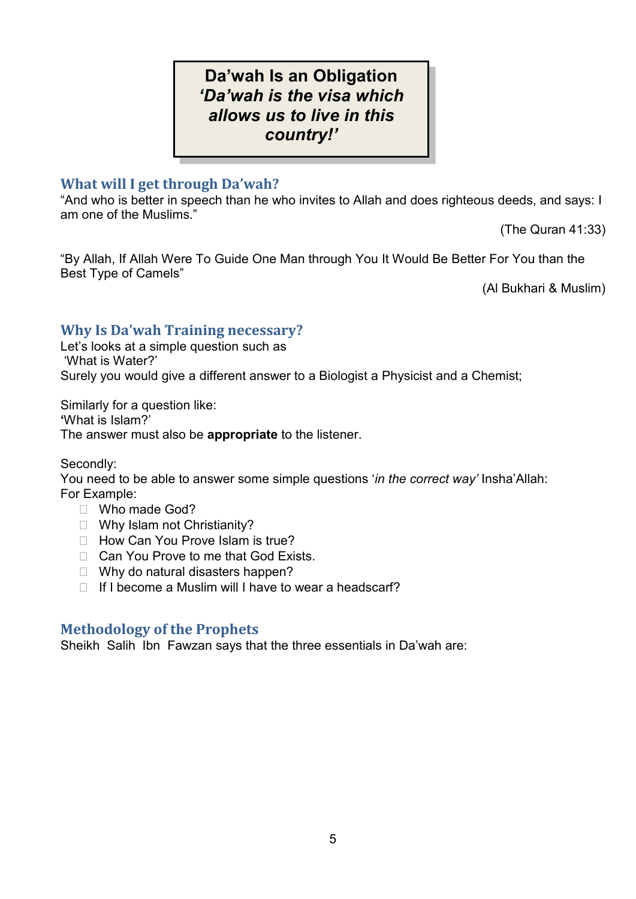**Da'wah Is an Obligation**
***'Da'wah is the visa which allows us to live in this country!'***

## What will I get through Da'wah?

"And who is better in speech than he who invites to Allah and does righteous deeds, and says: I am one of the Muslims."

(The Quran 41:33)

"By Allah, If Allah Were To Guide One Man through You It Would Be Better For You than the Best Type of Camels"

(Al Bukhari & Muslim)

## Why Is Da'wah Training necessary?

Let's looks at a simple question such as
'What is Water?'
Surely you would give a different answer to a Biologist a Physicist and a Chemist;

Similarly for a question like:
'What is Islam?'
The answer must also be **appropriate** to the listener.

Secondly:
You need to be able to answer some simple questions '*in the correct way'* Insha'Allah:
For Example:

- Who made God?
- Why Islam not Christianity?
- How Can You Prove Islam is true?
- Can You Prove to me that God Exists.
- Why do natural disasters happen?
- If I become a Muslim will I have to wear a headscarf?

## Methodology of the Prophets

Sheikh Salih Ibn Fawzan says that the three essentials in Da'wah are: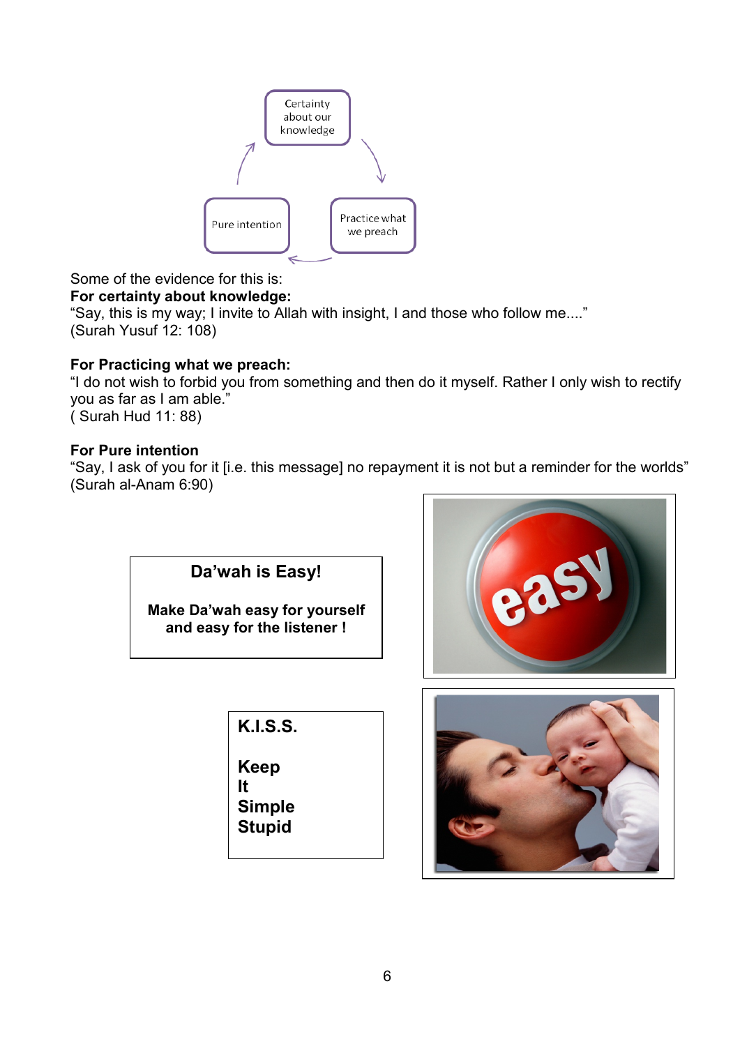Certainty about our knowledge → Practice what we preach → Pure intention → Certainty about our knowledge

Some of the evidence for this is:

**For certainty about knowledge:**
"Say, this is my way; I invite to Allah with insight, I and those who follow me...."
(Surah Yusuf 12: 108)

**For Practicing what we preach:**
"I do not wish to forbid you from something and then do it myself. Rather I only wish to rectify you as far as I am able."
( Surah Hud 11: 88)

**For Pure intention**
"Say, I ask of you for it [i.e. this message] no repayment it is not but a reminder for the worlds"
(Surah al-Anam 6:90)

**Da'wah is Easy!**

**Make Da'wah easy for yourself and easy for the listener !**

**K.I.S.S.**

**Keep**
**It**
**Simple**
**Stupid**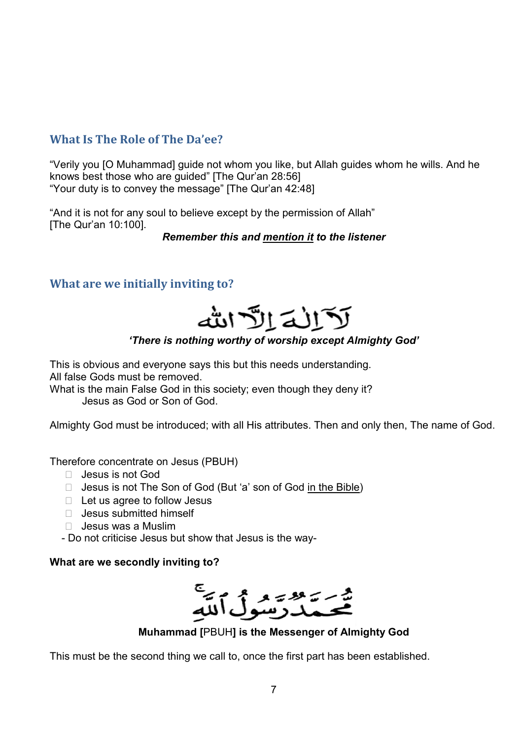## What Is The Role of The Da'ee?

"Verily you [O Muhammad] guide not whom you like, but Allah guides whom he wills. And he knows best those who are guided" [The Qur'an 28:56]
"Your duty is to convey the message" [The Qur'an 42:48]

"And it is not for any soul to believe except by the permission of Allah" [The Qur'an 10:100].

***Remember this and mention it to the listener***

## What are we initially inviting to?

لَآ إِلٰهَ إِلَّا ٱللهُ

***'There is nothing worthy of worship except Almighty God'***

This is obvious and everyone says this but this needs understanding.
All false Gods must be removed.
What is the main False God in this society; even though they deny it?
Jesus as God or Son of God.

Almighty God must be introduced; with all His attributes. Then and only then, The name of God.

Therefore concentrate on Jesus (PBUH)

- Jesus is not God
- Jesus is not The Son of God (But 'a' son of God in the Bible)
- Let us agree to follow Jesus
- Jesus submitted himself
- Jesus was a Muslim

- Do not criticise Jesus but show that Jesus is the way-

**What are we secondly inviting to?**

مُّحَمَّدٌ رَّسُولُ ٱللَّهِ

**Muhammad [**PBUH**] is the Messenger of Almighty God**

This must be the second thing we call to, once the first part has been established.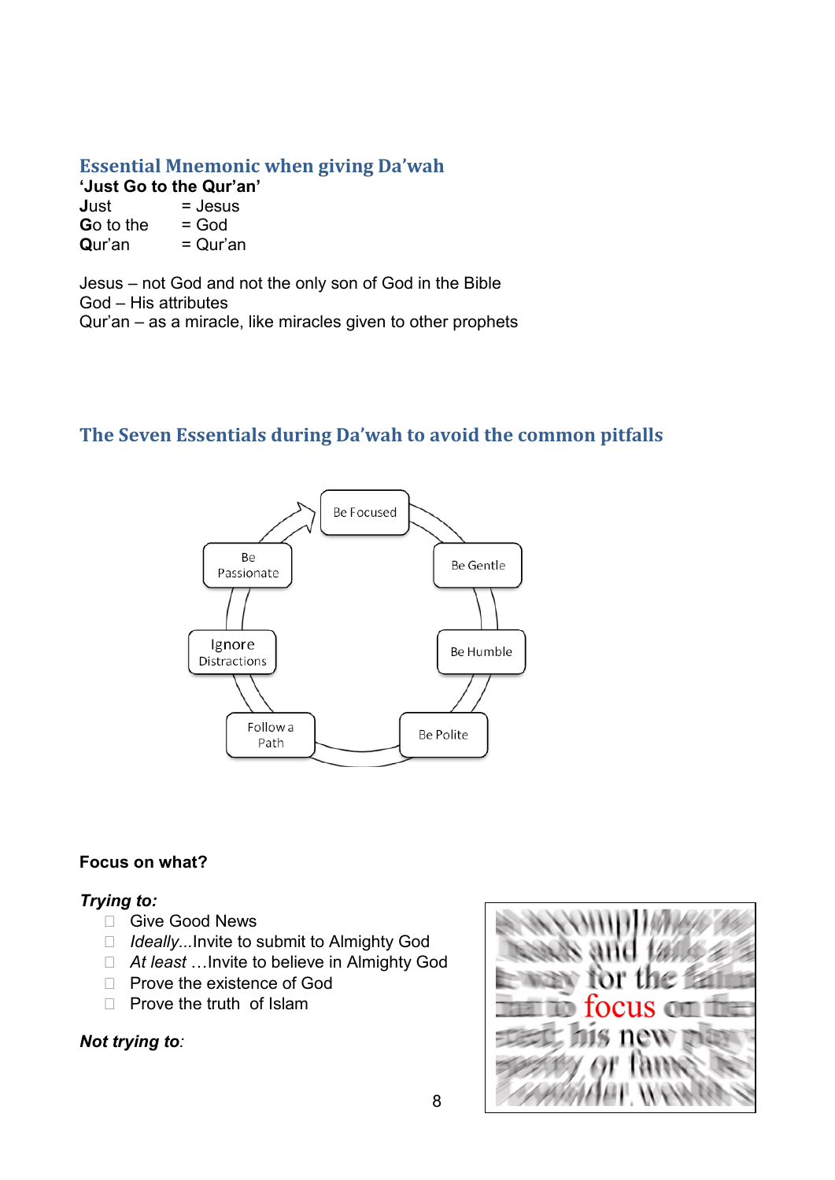## Essential Mnemonic when giving Da'wah

**'Just Go to the Qur'an'**

**J**ust = Jesus
**G**o to the = God
**Q**ur'an = Qur'an

Jesus – not God and not the only son of God in the Bible
God – His attributes
Qur'an – as a miracle, like miracles given to other prophets

## The Seven Essentials during Da'wah to avoid the common pitfalls

Be Focused → Be Gentle → Be Humble → Be Polite → Follow a Path → Ignore Distractions → Be Passionate → Be Focused

**Focus on what?**

***Trying to:***

- Give Good News
- *Ideally*...Invite to submit to Almighty God
- *At least* …Invite to believe in Almighty God
- Prove the existence of God
- Prove the truth of Islam

***Not trying to:***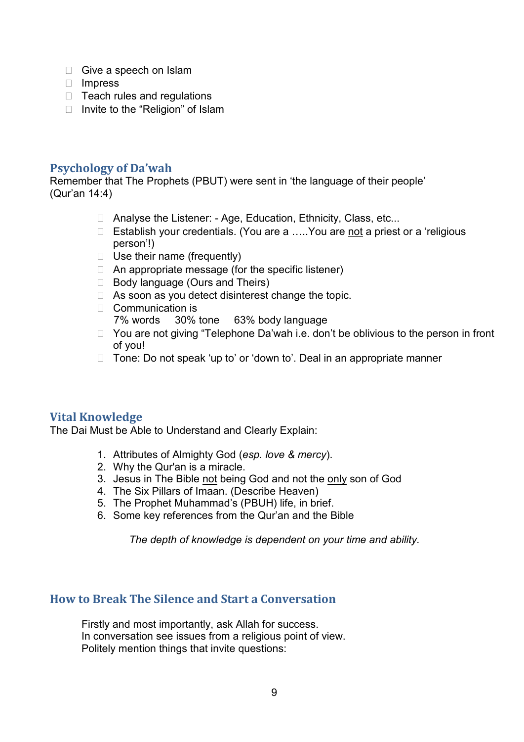- Give a speech on Islam
- Impress
- Teach rules and regulations
- Invite to the “Religion” of Islam

## Psychology of Da’wah

Remember that The Prophets (PBUT) were sent in ‘the language of their people’ (Qur’an 14:4)

- Analyse the Listener: - Age, Education, Ethnicity, Class, etc...
- Establish your credentials. (You are a …..You are <u>not</u> a priest or a ‘religious person’!)
- Use their name (frequently)
- An appropriate message (for the specific listener)
- Body language (Ours and Theirs)
- As soon as you detect disinterest change the topic.
- Communication is
  7% words     30% tone     63% body language
- You are not giving “Telephone Da’wah i.e. don’t be oblivious to the person in front of you!
- Tone: Do not speak ‘up to’ or ‘down to’. Deal in an appropriate manner

## Vital Knowledge

The Dai Must be Able to Understand and Clearly Explain:

1. Attributes of Almighty God (*esp. love & mercy*).
2. Why the Qur'an is a miracle.
3. Jesus in The Bible <u>not</u> being God and not the <u>only</u> son of God
4. The Six Pillars of Imaan. (Describe Heaven)
5. The Prophet Muhammad’s (PBUH) life, in brief.
6. Some key references from the Qur’an and the Bible

*The depth of knowledge is dependent on your time and ability.*

## How to Break The Silence and Start a Conversation

Firstly and most importantly, ask Allah for success.
In conversation see issues from a religious point of view.
Politely mention things that invite questions: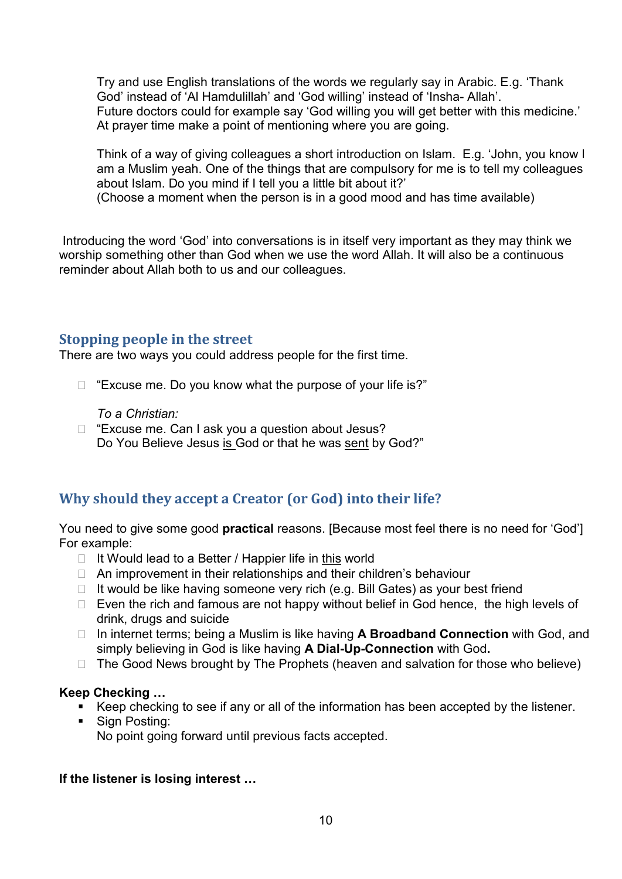Try and use English translations of the words we regularly say in Arabic. E.g. 'Thank God' instead of 'Al Hamdulillah' and 'God willing' instead of 'Insha- Allah'.
Future doctors could for example say 'God willing you will get better with this medicine.'
At prayer time make a point of mentioning where you are going.

Think of a way of giving colleagues a short introduction on Islam. E.g. 'John, you know I am a Muslim yeah. One of the things that are compulsory for me is to tell my colleagues about Islam. Do you mind if I tell you a little bit about it?'
(Choose a moment when the person is in a good mood and has time available)

Introducing the word 'God' into conversations is in itself very important as they may think we worship something other than God when we use the word Allah. It will also be a continuous reminder about Allah both to us and our colleagues.

## Stopping people in the street

There are two ways you could address people for the first time.

- "Excuse me. Do you know what the purpose of your life is?"

  *To a Christian:*
- "Excuse me. Can I ask you a question about Jesus?
  Do You Believe Jesus <u>is</u> God or that he was <u>sent</u> by God?"

## Why should they accept a Creator (or God) into their life?

You need to give some good **practical** reasons. [Because most feel there is no need for 'God']
For example:

- It Would lead to a Better / Happier life in <u>this</u> world
- An improvement in their relationships and their children's behaviour
- It would be like having someone very rich (e.g. Bill Gates) as your best friend
- Even the rich and famous are not happy without belief in God hence, the high levels of drink, drugs and suicide
- In internet terms; being a Muslim is like having **A Broadband Connection** with God, and simply believing in God is like having **A Dial-Up-Connection** with God**.**
- The Good News brought by The Prophets (heaven and salvation for those who believe)

**Keep Checking …**

- Keep checking to see if any or all of the information has been accepted by the listener.
- Sign Posting:
  No point going forward until previous facts accepted.

**If the listener is losing interest …**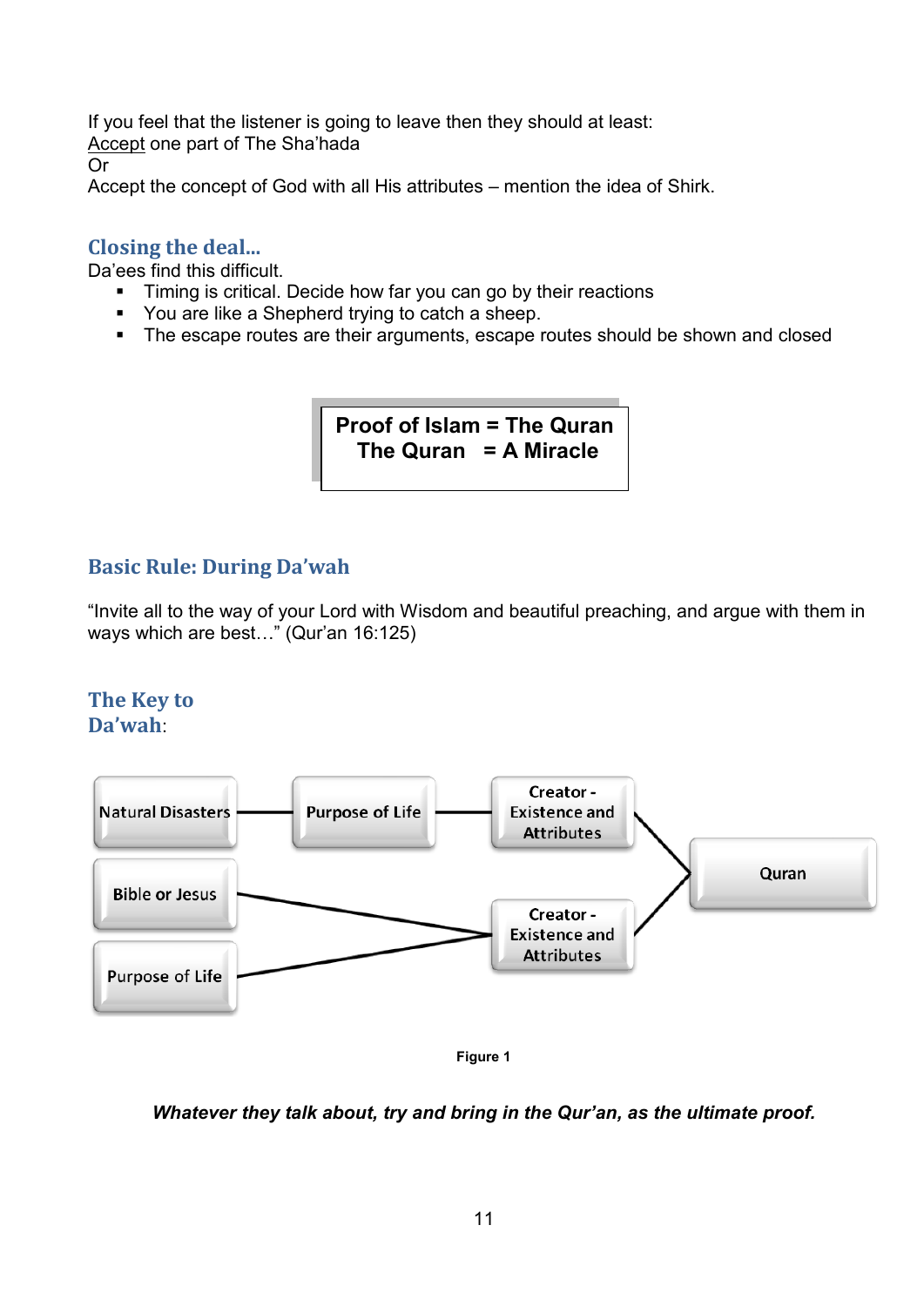If you feel that the listener is going to leave then they should at least:
Accept one part of The Sha'hada
Or
Accept the concept of God with all His attributes – mention the idea of Shirk.

## Closing the deal...

Da'ees find this difficult.

- Timing is critical. Decide how far you can go by their reactions
- You are like a Shepherd trying to catch a sheep.
- The escape routes are their arguments, escape routes should be shown and closed

**Proof of Islam = The Quran**
**The Quran = A Miracle**

## Basic Rule: During Da'wah

"Invite all to the way of your Lord with Wisdom and beautiful preaching, and argue with them in ways which are best…" (Qur'an 16:125)

## The Key to Da'wah:

Natural Disasters — Purpose of Life — Creator - Existence and Attributes — Quran

Bible or Jesus — Creator - Existence and Attributes — Quran

Purpose of Life — Creator - Existence and Attributes — Quran

**Figure 1**

***Whatever they talk about, try and bring in the Qur'an, as the ultimate proof.***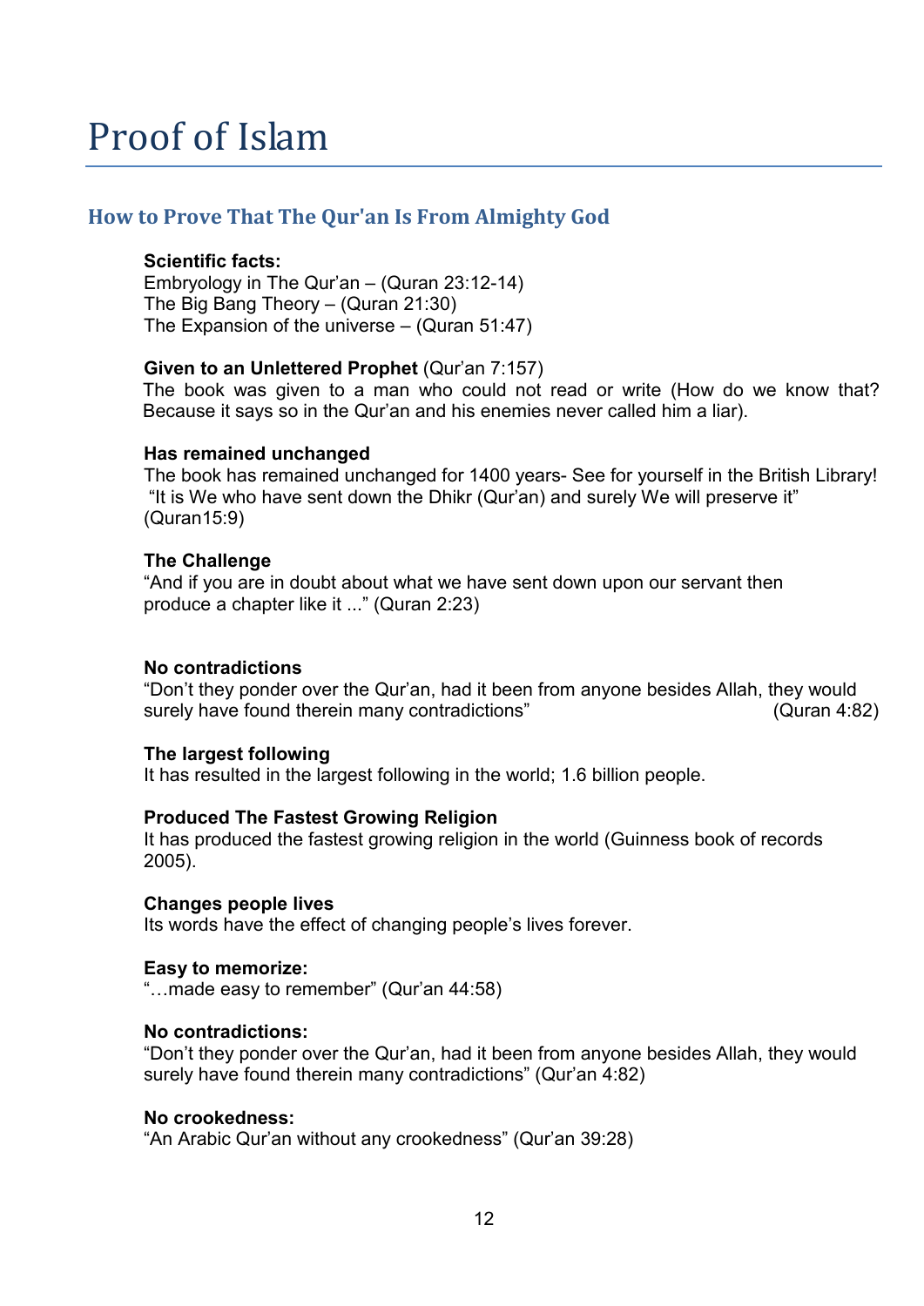# Proof of Islam

## How to Prove That The Qur'an Is From Almighty God

**Scientific facts:**
Embryology in The Qur'an – (Quran 23:12-14)
The Big Bang Theory – (Quran 21:30)
The Expansion of the universe – (Quran 51:47)

**Given to an Unlettered Prophet** (Qur'an 7:157)
The book was given to a man who could not read or write (How do we know that? Because it says so in the Qur'an and his enemies never called him a liar).

**Has remained unchanged**
The book has remained unchanged for 1400 years- See for yourself in the British Library!
"It is We who have sent down the Dhikr (Qur'an) and surely We will preserve it" (Quran15:9)

**The Challenge**
"And if you are in doubt about what we have sent down upon our servant then produce a chapter like it ..." (Quran 2:23)

**No contradictions**
"Don't they ponder over the Qur'an, had it been from anyone besides Allah, they would surely have found therein many contradictions" (Quran 4:82)

**The largest following**
It has resulted in the largest following in the world; 1.6 billion people.

**Produced The Fastest Growing Religion**
It has produced the fastest growing religion in the world (Guinness book of records 2005).

**Changes people lives**
Its words have the effect of changing people's lives forever.

**Easy to memorize:**
"…made easy to remember" (Qur'an 44:58)

**No contradictions:**
"Don't they ponder over the Qur'an, had it been from anyone besides Allah, they would surely have found therein many contradictions" (Qur'an 4:82)

**No crookedness:**
"An Arabic Qur'an without any crookedness" (Qur'an 39:28)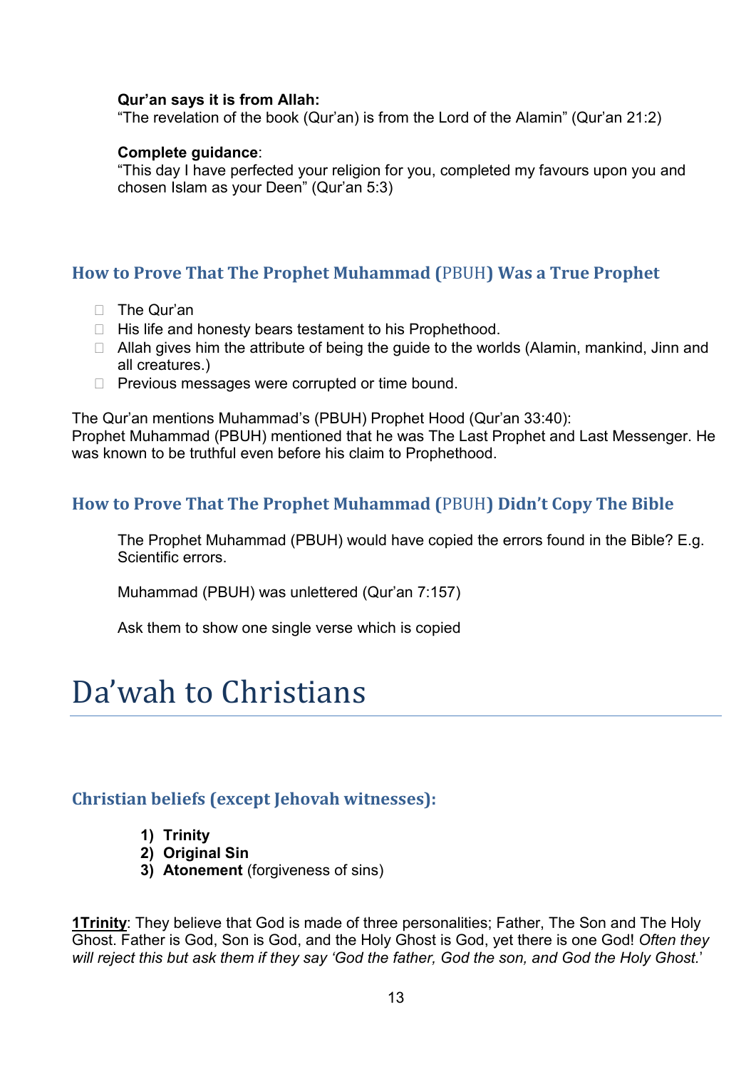**Qur'an says it is from Allah:**
"The revelation of the book (Qur'an) is from the Lord of the Alamin" (Qur'an 21:2)

**Complete guidance**:
"This day I have perfected your religion for you, completed my favours upon you and chosen Islam as your Deen" (Qur'an 5:3)

### How to Prove That The Prophet Muhammad (PBUH) Was a True Prophet

- The Qur'an
- His life and honesty bears testament to his Prophethood.
- Allah gives him the attribute of being the guide to the worlds (Alamin, mankind, Jinn and all creatures.)
- Previous messages were corrupted or time bound.

The Qur'an mentions Muhammad's (PBUH) Prophet Hood (Qur'an 33:40):
Prophet Muhammad (PBUH) mentioned that he was The Last Prophet and Last Messenger. He was known to be truthful even before his claim to Prophethood.

### How to Prove That The Prophet Muhammad (PBUH) Didn't Copy The Bible

The Prophet Muhammad (PBUH) would have copied the errors found in the Bible? E.g. Scientific errors.

Muhammad (PBUH) was unlettered (Qur'an 7:157)

Ask them to show one single verse which is copied

# Da'wah to Christians

### Christian beliefs (except Jehovah witnesses):

1) **Trinity**
2) **Original Sin**
3) **Atonement** (forgiveness of sins)

**1Trinity**: They believe that God is made of three personalities; Father, The Son and The Holy Ghost. Father is God, Son is God, and the Holy Ghost is God, yet there is one God! *Often they will reject this but ask them if they say 'God the father, God the son, and God the Holy Ghost.'*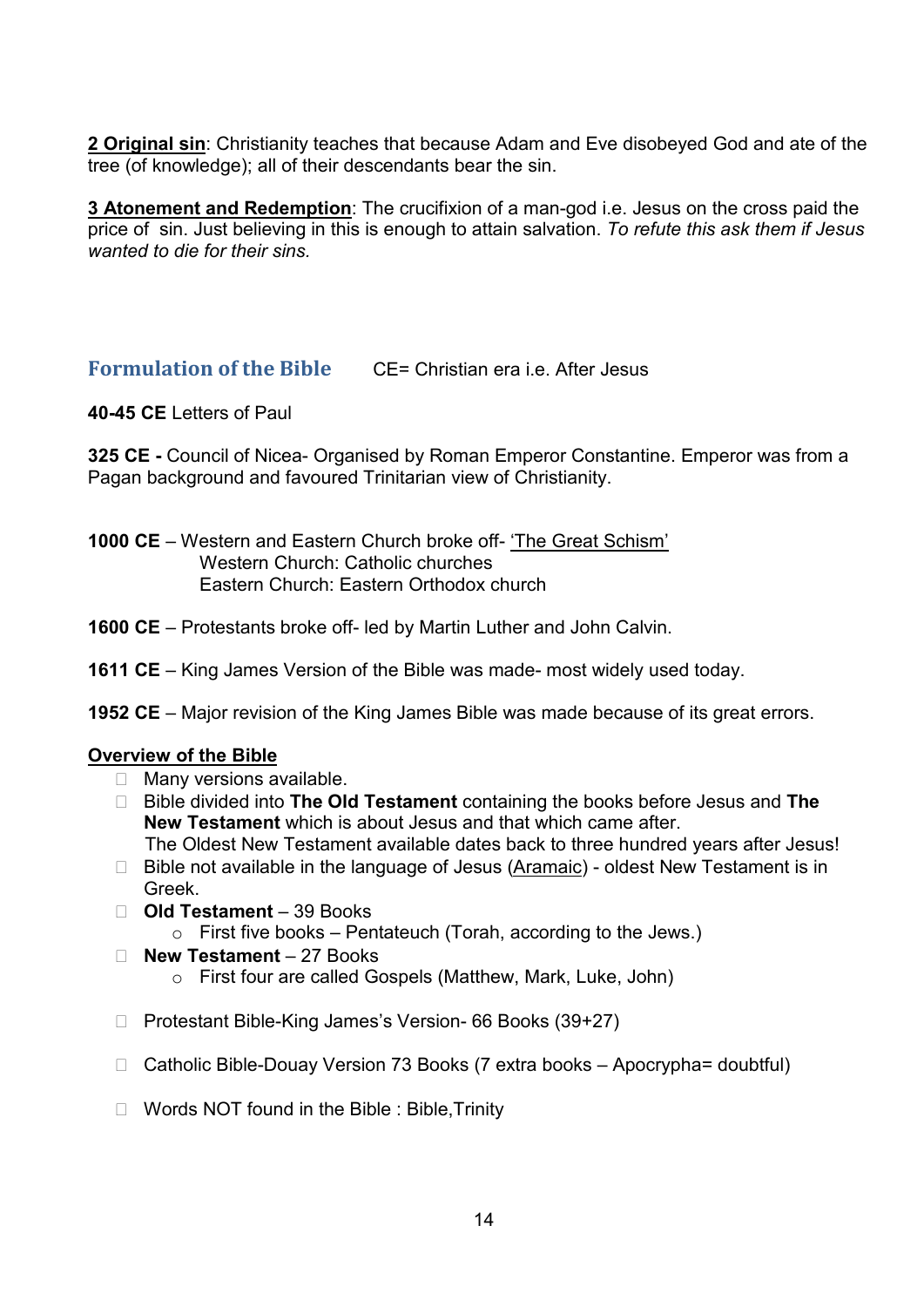**<u>2 Original sin</u>**: Christianity teaches that because Adam and Eve disobeyed God and ate of the tree (of knowledge); all of their descendants bear the sin.

**<u>3 Atonement and Redemption</u>**: The crucifixion of a man-god i.e. Jesus on the cross paid the price of sin. Just believing in this is enough to attain salvation. *To refute this ask them if Jesus wanted to die for their sins.*

## Formulation of the Bible

CE= Christian era i.e. After Jesus

**40-45 CE** Letters of Paul

**325 CE -** Council of Nicea- Organised by Roman Emperor Constantine. Emperor was from a Pagan background and favoured Trinitarian view of Christianity.

**1000 CE** – Western and Eastern Church broke off- <u>'The Great Schism'</u>
Western Church: Catholic churches
Eastern Church: Eastern Orthodox church

**1600 CE** – Protestants broke off- led by Martin Luther and John Calvin.

**1611 CE** – King James Version of the Bible was made- most widely used today.

**1952 CE** – Major revision of the King James Bible was made because of its great errors.

**<u>Overview of the Bible</u>**

- Many versions available.
- Bible divided into **The Old Testament** containing the books before Jesus and **The New Testament** which is about Jesus and that which came after.
  The Oldest New Testament available dates back to three hundred years after Jesus!
- Bible not available in the language of Jesus (<u>Aramaic</u>) - oldest New Testament is in Greek.
- **Old Testament** – 39 Books
  - First five books – Pentateuch (Torah, according to the Jews.)
- **New Testament** – 27 Books
  - First four are called Gospels (Matthew, Mark, Luke, John)
- Protestant Bible-King James's Version- 66 Books (39+27)
- Catholic Bible-Douay Version 73 Books (7 extra books – Apocrypha= doubtful)
- Words NOT found in the Bible : Bible,Trinity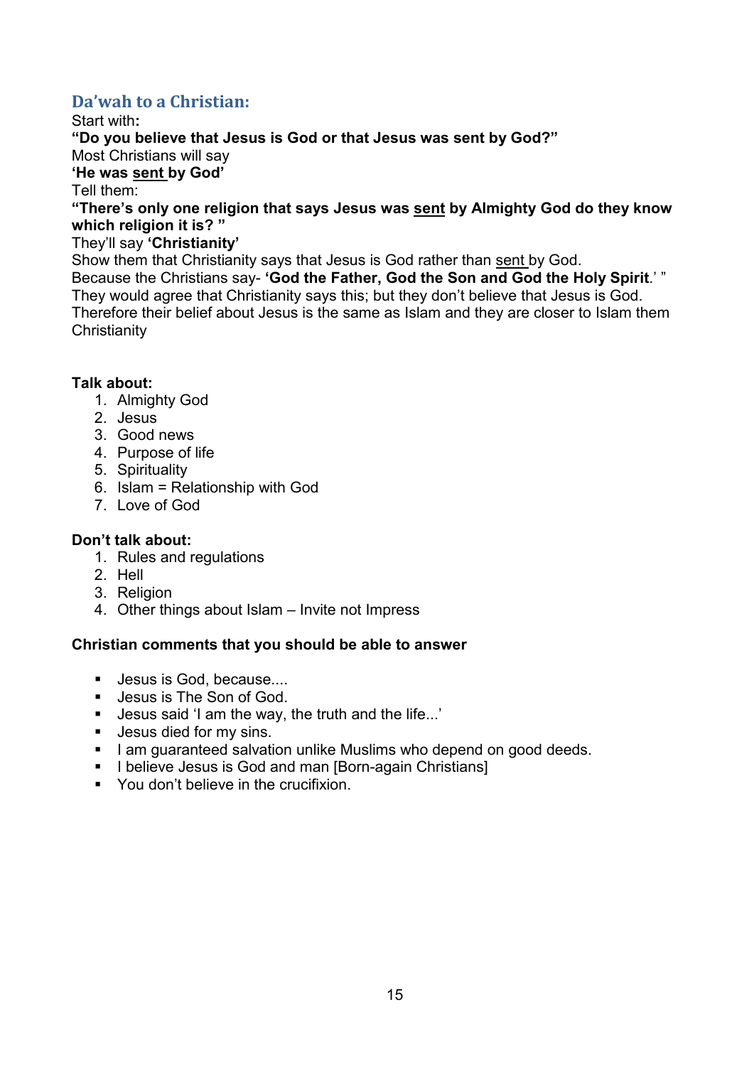## Da'wah to a Christian:

Start with**:**

**"Do you believe that Jesus is God or that Jesus was sent by God?"**

Most Christians will say

**'He was sent by God'**

Tell them:

**"There's only one religion that says Jesus was sent by Almighty God do they know which religion it is? "**

They'll say **'Christianity'**

Show them that Christianity says that Jesus is God rather than sent by God.

Because the Christians say- **'God the Father, God the Son and God the Holy Spirit**.' "

They would agree that Christianity says this; but they don't believe that Jesus is God.

Therefore their belief about Jesus is the same as Islam and they are closer to Islam them Christianity

**Talk about:**

1. Almighty God
2. Jesus
3. Good news
4. Purpose of life
5. Spirituality
6. Islam = Relationship with God
7. Love of God

**Don't talk about:**

1. Rules and regulations
2. Hell
3. Religion
4. Other things about Islam – Invite not Impress

**Christian comments that you should be able to answer**

- Jesus is God, because....
- Jesus is The Son of God.
- Jesus said 'I am the way, the truth and the life...'
- Jesus died for my sins.
- I am guaranteed salvation unlike Muslims who depend on good deeds.
- I believe Jesus is God and man [Born-again Christians]
- You don't believe in the crucifixion.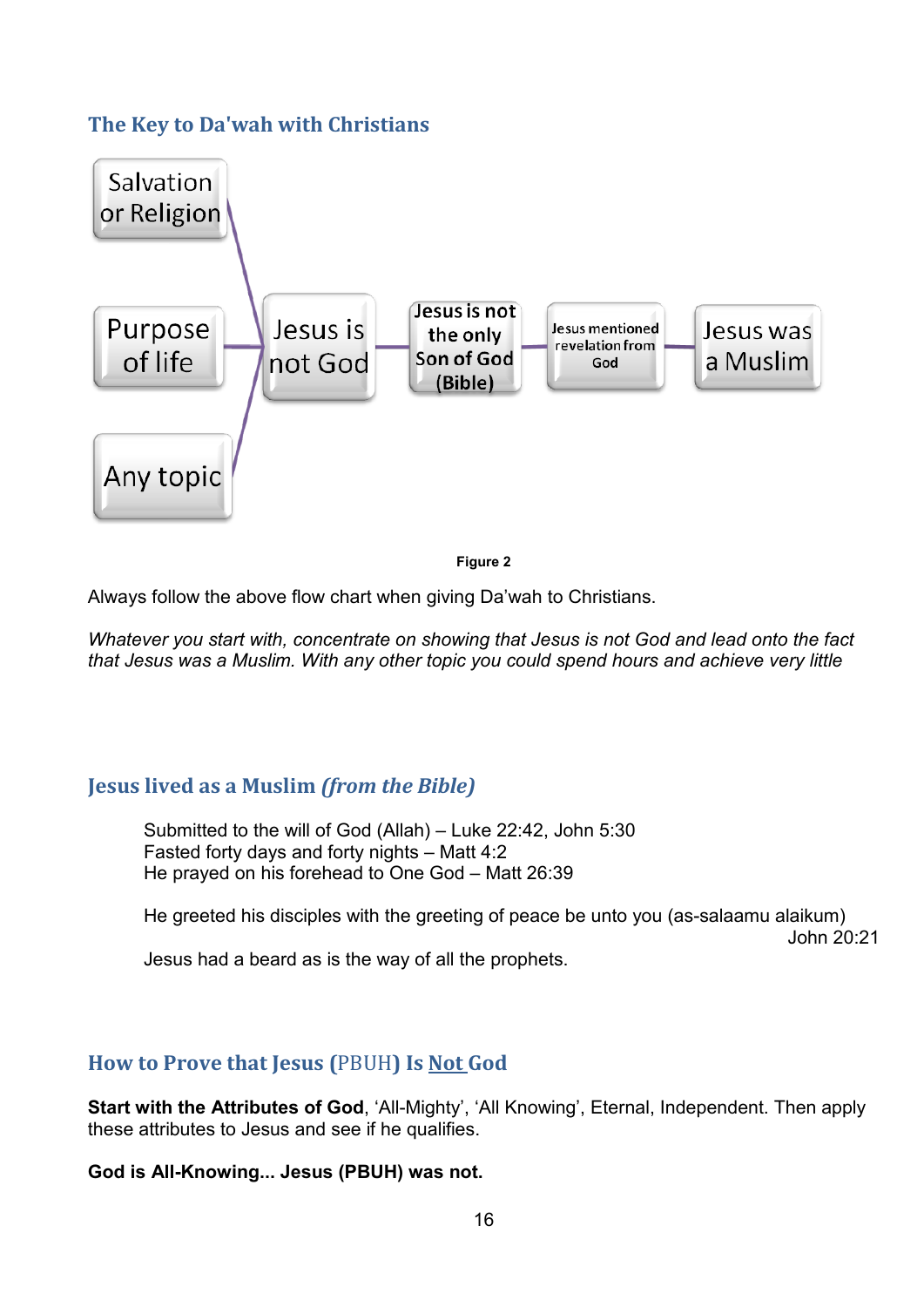## The Key to Da'wah with Christians

Salvation or Religion

Purpose of life

Any topic

Jesus is not God

Jesus is not the only Son of God (Bible)

Jesus mentioned revelation from God

Jesus was a Muslim

**Figure 2**

Always follow the above flow chart when giving Da'wah to Christians.

*Whatever you start with, concentrate on showing that Jesus is not God and lead onto the fact that Jesus was a Muslim. With any other topic you could spend hours and achieve very little*

## Jesus lived as a Muslim *(from the Bible)*

Submitted to the will of God (Allah) – Luke 22:42, John 5:30
Fasted forty days and forty nights – Matt 4:2
He prayed on his forehead to One God – Matt 26:39

He greeted his disciples with the greeting of peace be unto you (as-salaamu alaikum) John 20:21

Jesus had a beard as is the way of all the prophets.

## How to Prove that Jesus (PBUH) Is Not God

**Start with the Attributes of God**, 'All-Mighty', 'All Knowing', Eternal, Independent. Then apply these attributes to Jesus and see if he qualifies.

**God is All-Knowing... Jesus (PBUH) was not.**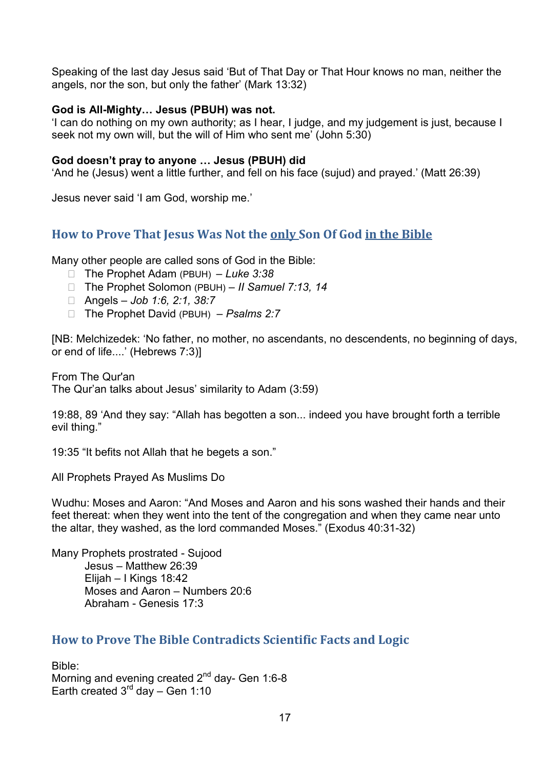Speaking of the last day Jesus said 'But of That Day or That Hour knows no man, neither the angels, nor the son, but only the father' (Mark 13:32)

**God is All-Mighty… Jesus (PBUH) was not.**
'I can do nothing on my own authority; as I hear, I judge, and my judgement is just, because I seek not my own will, but the will of Him who sent me' (John 5:30)

**God doesn't pray to anyone … Jesus (PBUH) did**
'And he (Jesus) went a little further, and fell on his face (sujud) and prayed.' (Matt 26:39)

Jesus never said 'I am God, worship me.'

## How to Prove That Jesus Was Not the <u>only</u> Son Of God <u>in the Bible</u>

Many other people are called sons of God in the Bible:

- The Prophet Adam (PBUH) – *Luke 3:38*
- The Prophet Solomon (PBUH) – *II Samuel 7:13, 14*
- Angels – *Job 1:6, 2:1, 38:7*
- The Prophet David (PBUH) – *Psalms 2:7*

[NB: Melchizedek: 'No father, no mother, no ascendants, no descendents, no beginning of days, or end of life....' (Hebrews 7:3)]

From The Qur'an
The Qur'an talks about Jesus' similarity to Adam (3:59)

19:88, 89 'And they say: "Allah has begotten a son... indeed you have brought forth a terrible evil thing."

19:35 "It befits not Allah that he begets a son."

All Prophets Prayed As Muslims Do

Wudhu: Moses and Aaron: "And Moses and Aaron and his sons washed their hands and their feet thereat: when they went into the tent of the congregation and when they came near unto the altar, they washed, as the lord commanded Moses." (Exodus 40:31-32)

Many Prophets prostrated - Sujood
Jesus – Matthew 26:39
Elijah – I Kings 18:42
Moses and Aaron – Numbers 20:6
Abraham - Genesis 17:3

## How to Prove The Bible Contradicts Scientific Facts and Logic

Bible:
Morning and evening created 2nd day- Gen 1:6-8
Earth created 3rd day – Gen 1:10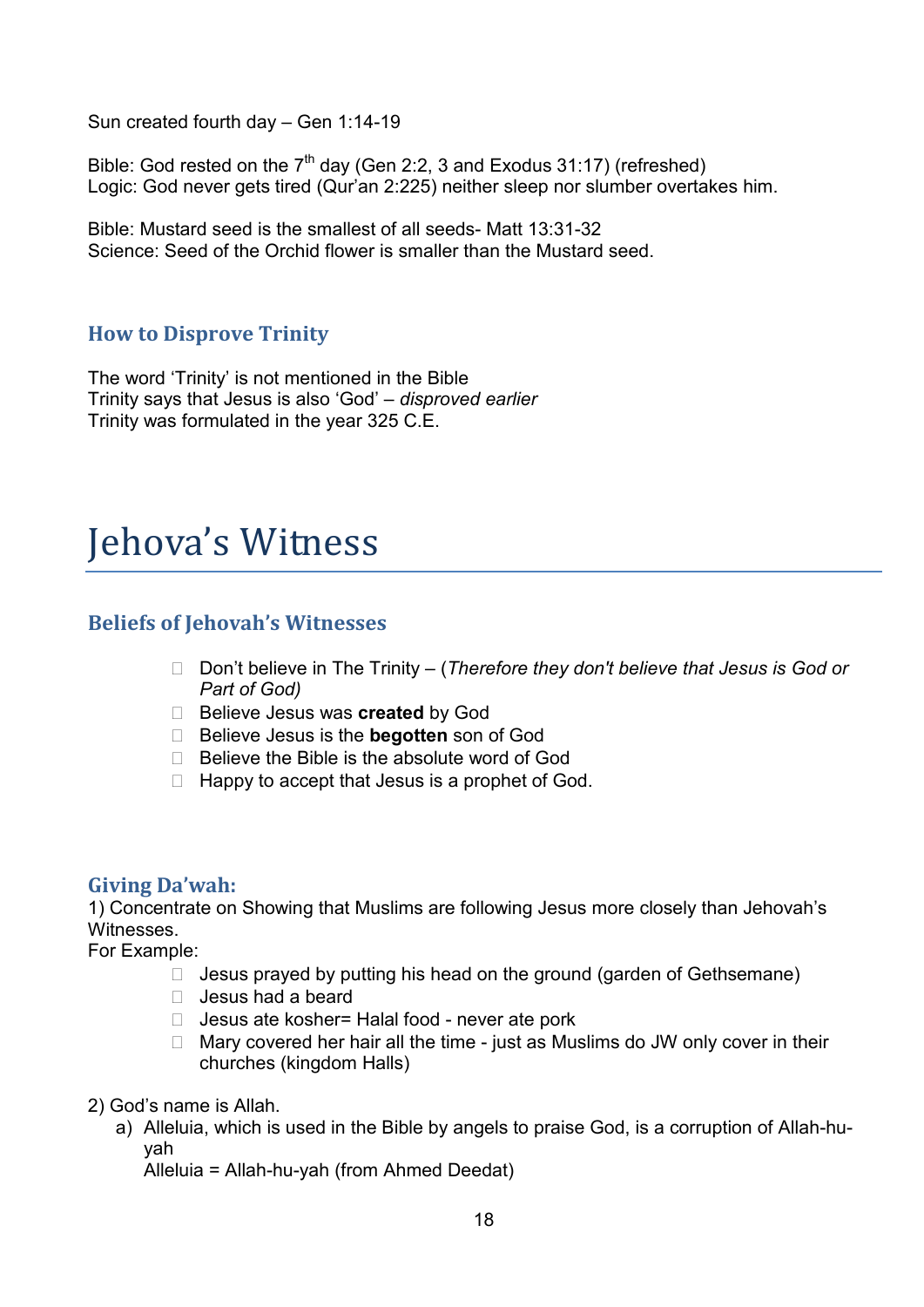Sun created fourth day – Gen 1:14-19

Bible: God rested on the 7th day (Gen 2:2, 3 and Exodus 31:17) (refreshed)
Logic: God never gets tired (Qur'an 2:225) neither sleep nor slumber overtakes him.

Bible: Mustard seed is the smallest of all seeds- Matt 13:31-32
Science: Seed of the Orchid flower is smaller than the Mustard seed.

### How to Disprove Trinity

The word 'Trinity' is not mentioned in the Bible
Trinity says that Jesus is also 'God' – *disproved earlier*
Trinity was formulated in the year 325 C.E.

# Jehova's Witness

### Beliefs of Jehovah's Witnesses

- Don't believe in The Trinity – (*Therefore they don't believe that Jesus is God or Part of God)*
- Believe Jesus was **created** by God
- Believe Jesus is the **begotten** son of God
- Believe the Bible is the absolute word of God
- Happy to accept that Jesus is a prophet of God.

### Giving Da'wah:

1) Concentrate on Showing that Muslims are following Jesus more closely than Jehovah's Witnesses.
For Example:

- Jesus prayed by putting his head on the ground (garden of Gethsemane)
- Jesus had a beard
- Jesus ate kosher= Halal food - never ate pork
- Mary covered her hair all the time - just as Muslims do JW only cover in their churches (kingdom Halls)

2) God's name is Allah.

a) Alleluia, which is used in the Bible by angels to praise God, is a corruption of Allah-hu-yah
   Alleluia = Allah-hu-yah (from Ahmed Deedat)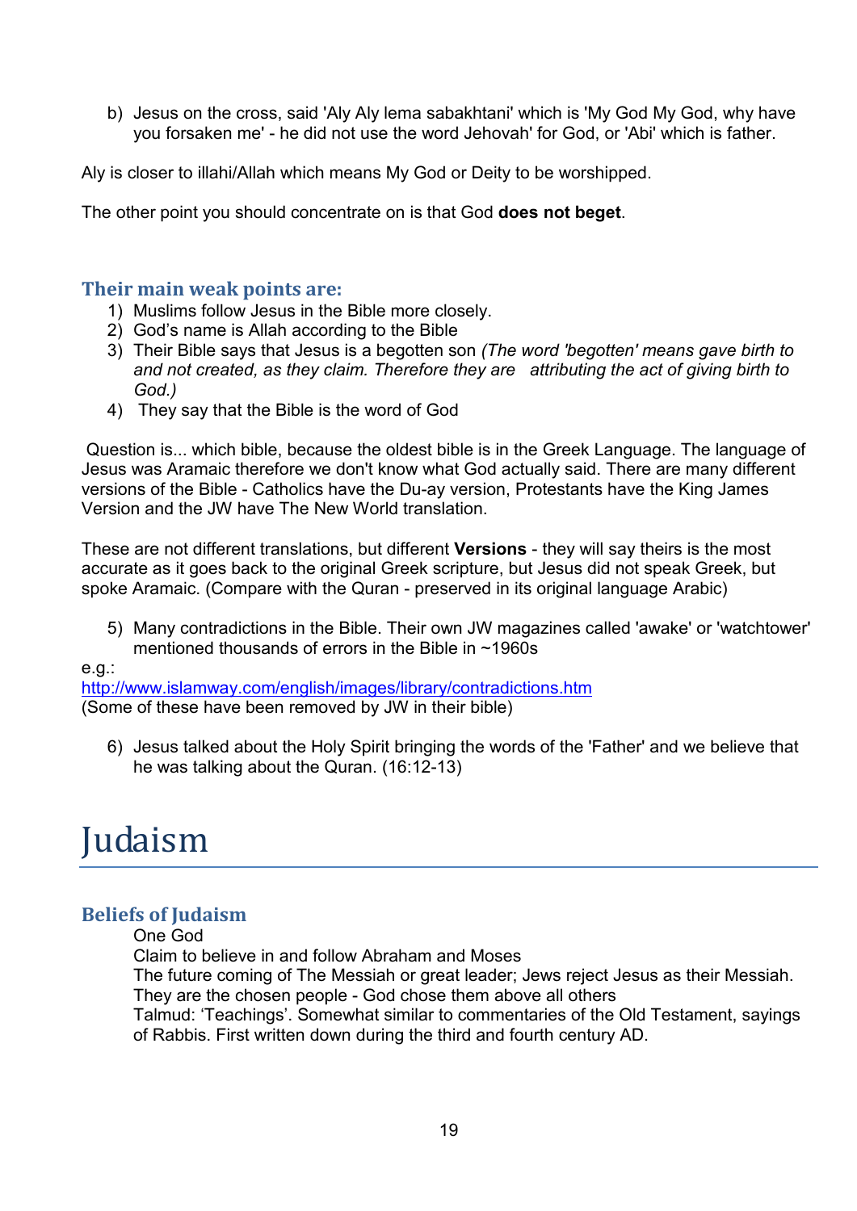b) Jesus on the cross, said 'Aly Aly lema sabakhtani' which is 'My God My God, why have you forsaken me' - he did not use the word Jehovah' for God, or 'Abi' which is father.

Aly is closer to illahi/Allah which means My God or Deity to be worshipped.

The other point you should concentrate on is that God **does not beget**.

### Their main weak points are:

1) Muslims follow Jesus in the Bible more closely.
2) God's name is Allah according to the Bible
3) Their Bible says that Jesus is a begotten son *(The word 'begotten' means gave birth to and not created, as they claim. Therefore they are attributing the act of giving birth to God.)*
4) They say that the Bible is the word of God

Question is... which bible, because the oldest bible is in the Greek Language. The language of Jesus was Aramaic therefore we don't know what God actually said. There are many different versions of the Bible - Catholics have the Du-ay version, Protestants have the King James Version and the JW have The New World translation.

These are not different translations, but different **Versions** - they will say theirs is the most accurate as it goes back to the original Greek scripture, but Jesus did not speak Greek, but spoke Aramaic. (Compare with the Quran - preserved in its original language Arabic)

5) Many contradictions in the Bible. Their own JW magazines called 'awake' or 'watchtower' mentioned thousands of errors in the Bible in ~1960s

e.g.:
http://www.islamway.com/english/images/library/contradictions.htm
(Some of these have been removed by JW in their bible)

6) Jesus talked about the Holy Spirit bringing the words of the 'Father' and we believe that he was talking about the Quran. (16:12-13)

# Judaism

### Beliefs of Judaism

One God
Claim to believe in and follow Abraham and Moses
The future coming of The Messiah or great leader; Jews reject Jesus as their Messiah.
They are the chosen people - God chose them above all others
Talmud: 'Teachings'. Somewhat similar to commentaries of the Old Testament, sayings of Rabbis. First written down during the third and fourth century AD.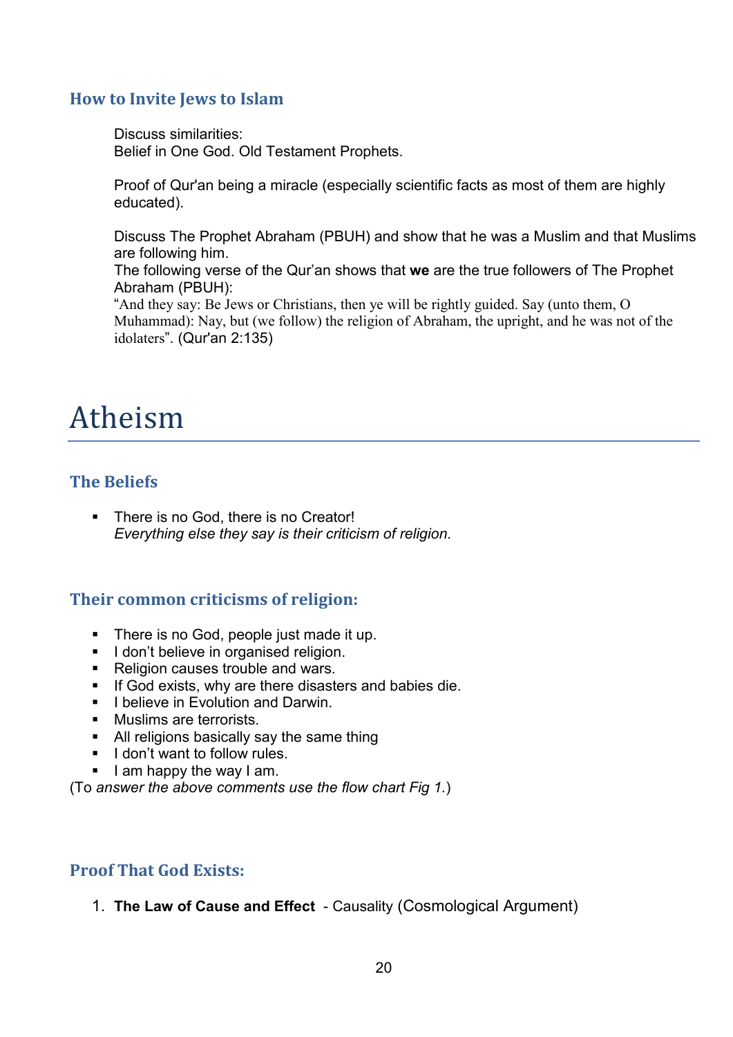### How to Invite Jews to Islam

Discuss similarities:
Belief in One God. Old Testament Prophets.

Proof of Qur'an being a miracle (especially scientific facts as most of them are highly educated).

Discuss The Prophet Abraham (PBUH) and show that he was a Muslim and that Muslims are following him.
The following verse of the Qur'an shows that **we** are the true followers of The Prophet Abraham (PBUH):
"And they say: Be Jews or Christians, then ye will be rightly guided. Say (unto them, O Muhammad): Nay, but (we follow) the religion of Abraham, the upright, and he was not of the idolaters". (Qur'an 2:135)

# Atheism

### The Beliefs

- There is no God, there is no Creator!
  *Everything else they say is their criticism of religion.*

### Their common criticisms of religion:

- There is no God, people just made it up.
- I don't believe in organised religion.
- Religion causes trouble and wars.
- If God exists, why are there disasters and babies die.
- I believe in Evolution and Darwin.
- Muslims are terrorists.
- All religions basically say the same thing
- I don't want to follow rules.
- I am happy the way I am.

(To *answer the above comments use the flow chart Fig 1.*)

### Proof That God Exists:

1. **The Law of Cause and Effect** - Causality (Cosmological Argument)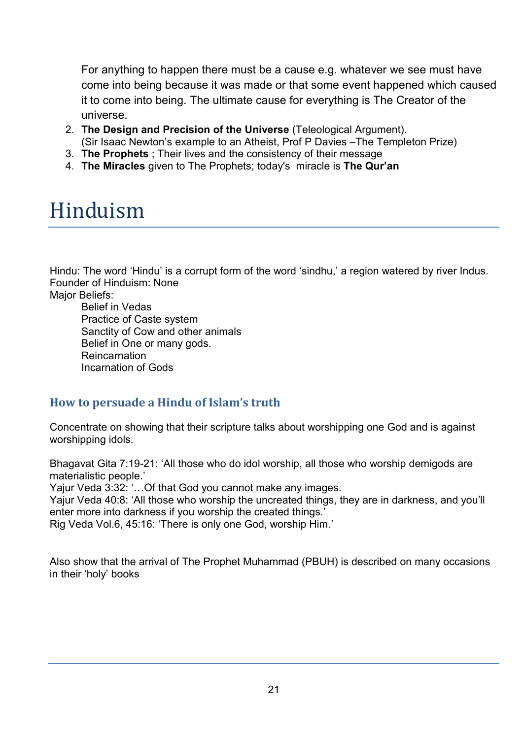For anything to happen there must be a cause e.g. whatever we see must have come into being because it was made or that some event happened which caused it to come into being. The ultimate cause for everything is The Creator of the universe.

2. **The Design and Precision of the Universe** (Teleological Argument). (Sir Isaac Newton's example to an Atheist, Prof P Davies –The Templeton Prize)
3. **The Prophets** ; Their lives and the consistency of their message
4. **The Miracles** given to The Prophets; today's miracle is **The Qur'an**

# Hinduism

Hindu: The word 'Hindu' is a corrupt form of the word 'sindhu,' a region watered by river Indus.
Founder of Hinduism: None
Major Beliefs:

- Belief in Vedas
- Practice of Caste system
- Sanctity of Cow and other animals
- Belief in One or many gods.
- Reincarnation
- Incarnation of Gods

### How to persuade a Hindu of Islam's truth

Concentrate on showing that their scripture talks about worshipping one God and is against worshipping idols.

Bhagavat Gita 7:19-21: 'All those who do idol worship, all those who worship demigods are materialistic people.'
Yajur Veda 3:32: '…Of that God you cannot make any images.
Yajur Veda 40:8: 'All those who worship the uncreated things, they are in darkness, and you'll enter more into darkness if you worship the created things.'
Rig Veda Vol.6, 45:16: 'There is only one God, worship Him.'

Also show that the arrival of The Prophet Muhammad (PBUH) is described on many occasions in their 'holy' books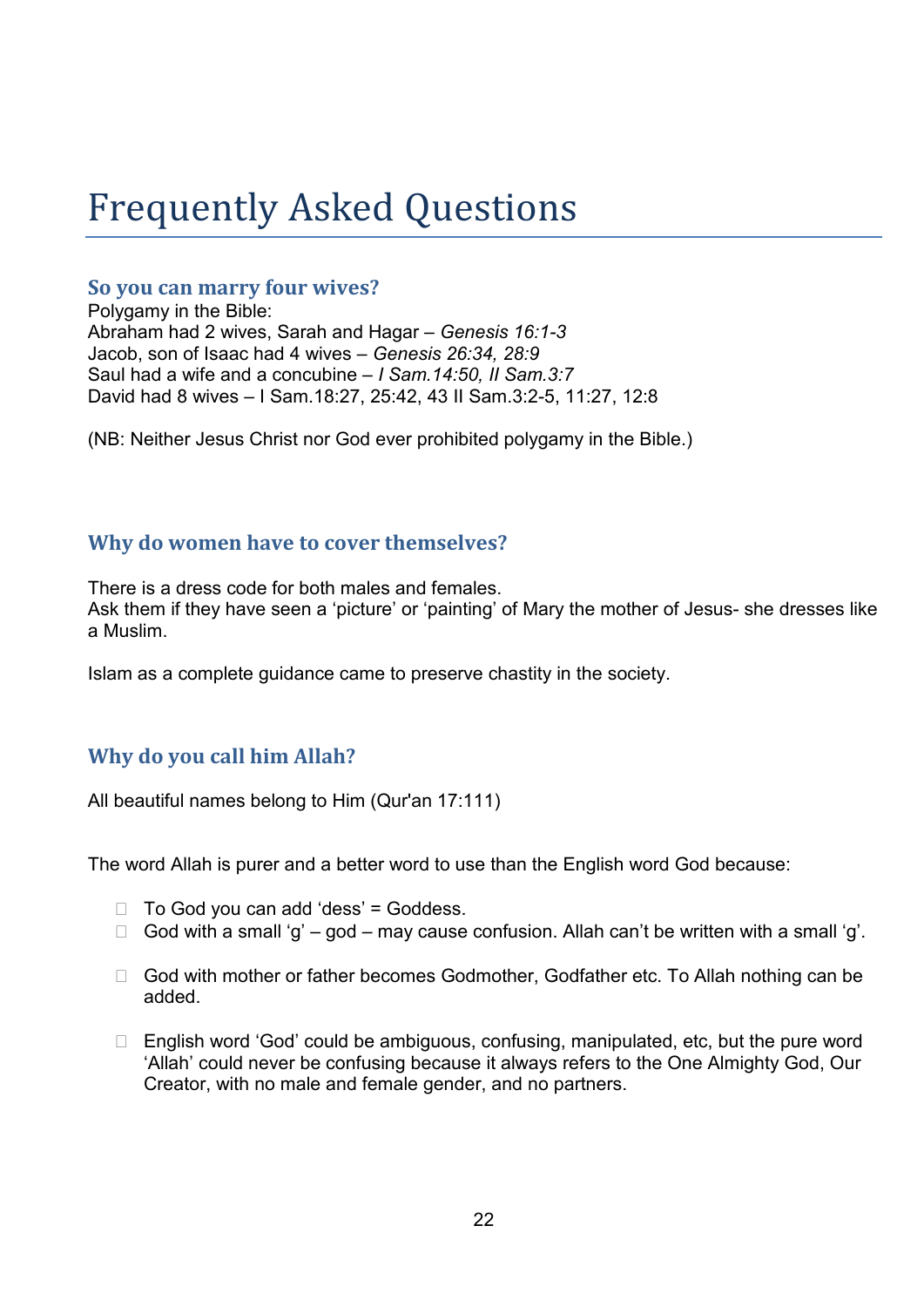# Frequently Asked Questions

### So you can marry four wives?

Polygamy in the Bible:
Abraham had 2 wives, Sarah and Hagar – *Genesis 16:1-3*
Jacob, son of Isaac had 4 wives – *Genesis 26:34, 28:9*
Saul had a wife and a concubine – *I Sam.14:50, II Sam.3:7*
David had 8 wives – I Sam.18:27, 25:42, 43 II Sam.3:2-5, 11:27, 12:8

(NB: Neither Jesus Christ nor God ever prohibited polygamy in the Bible.)

### Why do women have to cover themselves?

There is a dress code for both males and females.
Ask them if they have seen a 'picture' or 'painting' of Mary the mother of Jesus- she dresses like a Muslim.

Islam as a complete guidance came to preserve chastity in the society.

### Why do you call him Allah?

All beautiful names belong to Him (Qur'an 17:111)

The word Allah is purer and a better word to use than the English word God because:

- To God you can add 'dess' = Goddess.
- God with a small 'g' – god – may cause confusion. Allah can't be written with a small 'g'.
- God with mother or father becomes Godmother, Godfather etc. To Allah nothing can be added.
- English word 'God' could be ambiguous, confusing, manipulated, etc, but the pure word 'Allah' could never be confusing because it always refers to the One Almighty God, Our Creator, with no male and female gender, and no partners.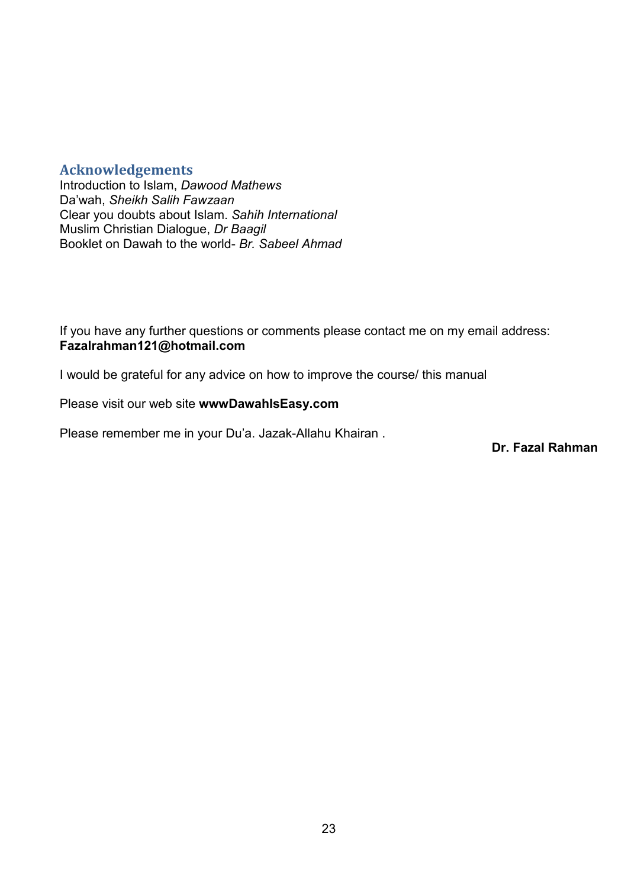## Acknowledgements

Introduction to Islam, *Dawood Mathews*
Da'wah, *Sheikh Salih Fawzaan*
Clear you doubts about Islam. *Sahih International*
Muslim Christian Dialogue, *Dr Baagil*
Booklet on Dawah to the world- *Br. Sabeel Ahmad*

If you have any further questions or comments please contact me on my email address: **Fazalrahman121@hotmail.com**

I would be grateful for any advice on how to improve the course/ this manual

Please visit our web site **wwwDawahIsEasy.com**

Please remember me in your Du'a. Jazak-Allahu Khairan .

**Dr. Fazal Rahman**